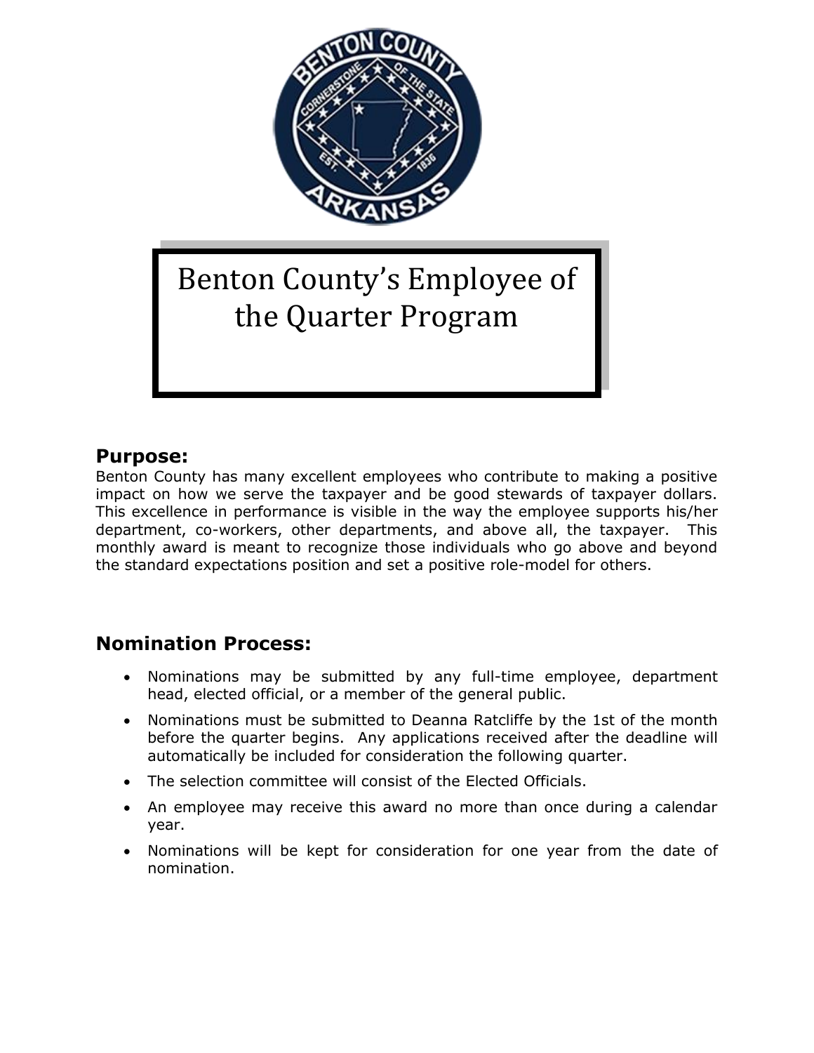# Benton County's Employee of the Quarter Program

## Purpose:

Benton County has many excellent employees who contribute to making a positive impact on how we serve the taxpayer and be good stewards of taxpayer dollars. This excellence in performance is visible in the way the employee supports his/her department, co-workers, other departments, and above all, the taxpayer. This monthly award is meant to recognize those individuals who go above and beyond the standard expectations position and set a positive role-model for others.

## Nomination Process:

- Nominations may be submitted by any full-time employee, department head, elected official, or a member of the general public.
- Nominations must be submitted to Deanna Ratcliffe by the 1st of the month before the quarter begins. Any applications received after the deadline will automatically be included for consideration the following quarter.
- The selection committee will consist of the Elected Officials.
- An employee may receive this award no more than once during a calendar year.
- Nominations will be kept for consideration for one year from the date of nomination.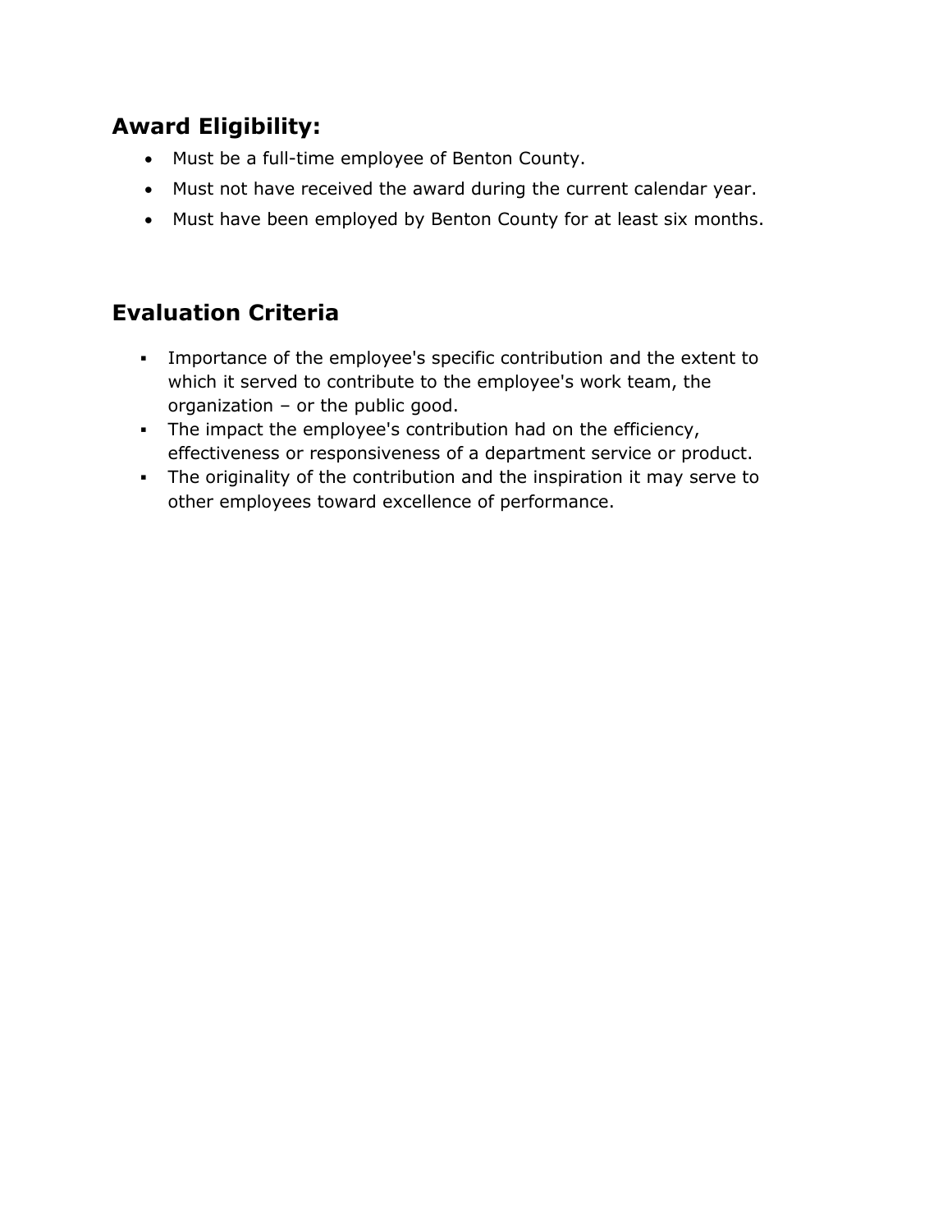## Award Eligibility:

- Must be a full-time employee of Benton County.
- Must not have received the award during the current calendar year.
- Must have been employed by Benton County for at least six months.

## Evaluation Criteria

- Importance of the employee's specific contribution and the extent to which it served to contribute to the employee's work team, the organization – or the public good.
- The impact the employee's contribution had on the efficiency, effectiveness or responsiveness of a department service or product.
- The originality of the contribution and the inspiration it may serve to other employees toward excellence of performance.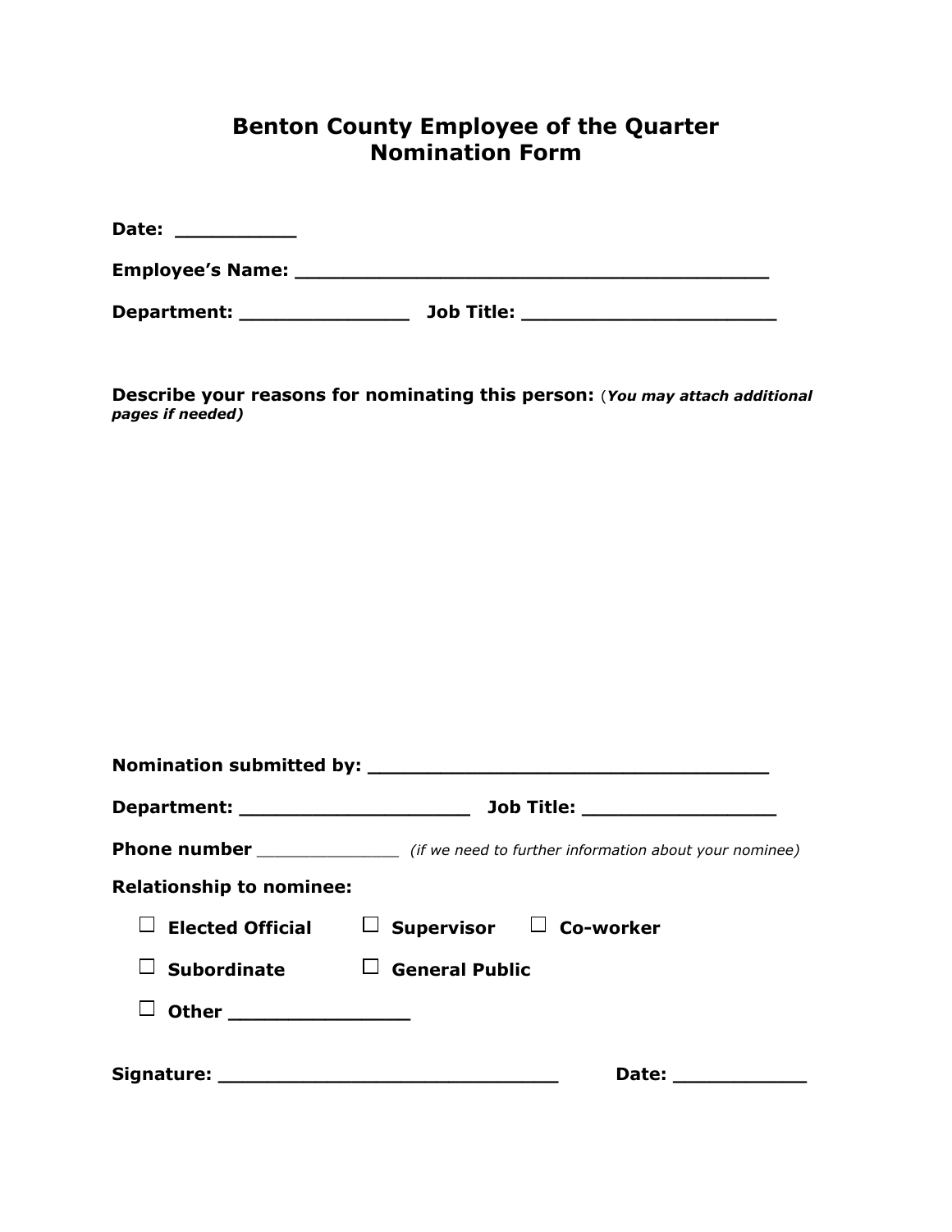# Benton County Employee of the Quarter
# Nomination Form

**Date:** __________

**Employee's Name:** __________________________________________

**Department:** _______________ **Job Title:** ______________________

**Describe your reasons for nominating this person:** (***You may attach additional pages if needed)***

**Nomination submitted by:** ___________________________________

**Department:** ____________________ **Job Title:** _________________

**Phone number** _______________ *(if we need to further information about your nominee)*

**Relationship to nominee:**

- ☐ **Elected Official** ☐ **Supervisor** ☐ **Co-worker**
- ☐ **Subordinate** ☐ **General Public**
- ☐ **Other** ________________

**Signature:** ______________________________ **Date:** ____________